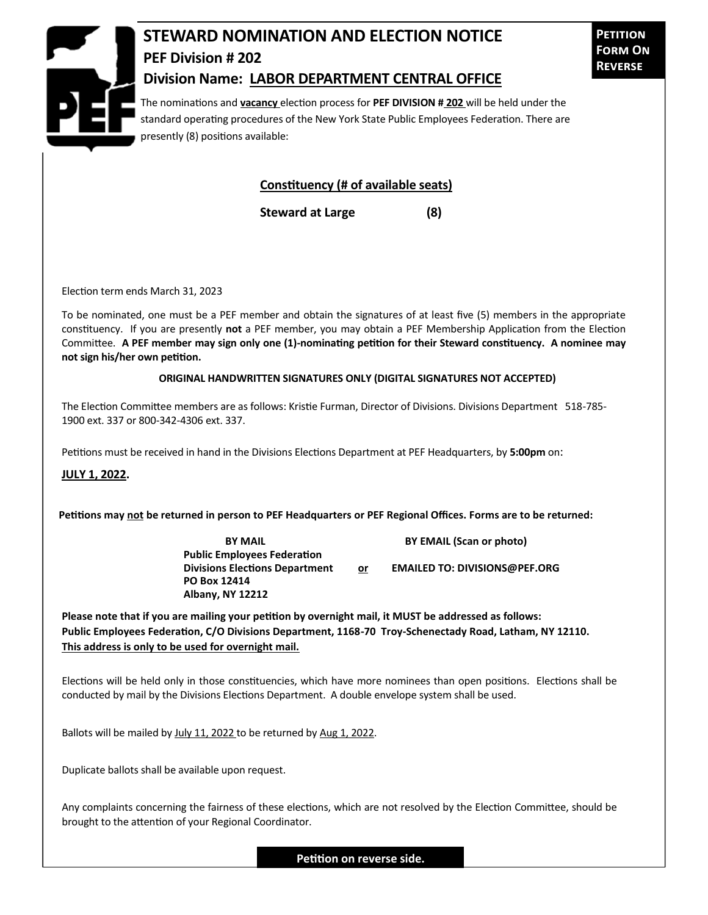# STEWARD NOMINATION AND ELECTION NOTICE

**PETITION FORM ON REVERSE**

## PEF Division # 202

## Division Name: LABOR DEPARTMENT CENTRAL OFFICE

The nominations and **vacancy** election process for **PEF DIVISION # 202** will be held under the standard operating procedures of the New York State Public Employees Federation. There are presently (8) positions available:

| Constituency (# of available seats) | |
|---|---|
| **Steward at Large** | **(8)** |

Election term ends March 31, 2023

To be nominated, one must be a PEF member and obtain the signatures of at least five (5) members in the appropriate constituency. If you are presently **not** a PEF member, you may obtain a PEF Membership Application from the Election Committee. **A PEF member may sign only one (1)-nominating petition for their Steward constituency. A nominee may not sign his/her own petition.**

**ORIGINAL HANDWRITTEN SIGNATURES ONLY (DIGITAL SIGNATURES NOT ACCEPTED)**

The Election Committee members are as follows: Kristie Furman, Director of Divisions. Divisions Department 518-785-1900 ext. 337 or 800-342-4306 ext. 337.

Petitions must be received in hand in the Divisions Elections Department at PEF Headquarters, by **5:00pm** on:

**JULY 1, 2022.**

**Petitions may not be returned in person to PEF Headquarters or PEF Regional Offices. Forms are to be returned:**

**BY MAIL**
**Public Employees Federation**
**Divisions Elections Department**
**PO Box 12414**
**Albany, NY 12212**

**or**

**BY EMAIL (Scan or photo)**
**EMAILED TO: DIVISIONS@PEF.ORG**

**Please note that if you are mailing your petition by overnight mail, it MUST be addressed as follows: Public Employees Federation, C/O Divisions Department, 1168-70 Troy-Schenectady Road, Latham, NY 12110. This address is only to be used for overnight mail.**

Elections will be held only in those constituencies, which have more nominees than open positions. Elections shall be conducted by mail by the Divisions Elections Department. A double envelope system shall be used.

Ballots will be mailed by July 11, 2022 to be returned by Aug 1, 2022.

Duplicate ballots shall be available upon request.

Any complaints concerning the fairness of these elections, which are not resolved by the Election Committee, should be brought to the attention of your Regional Coordinator.

**Petition on reverse side.**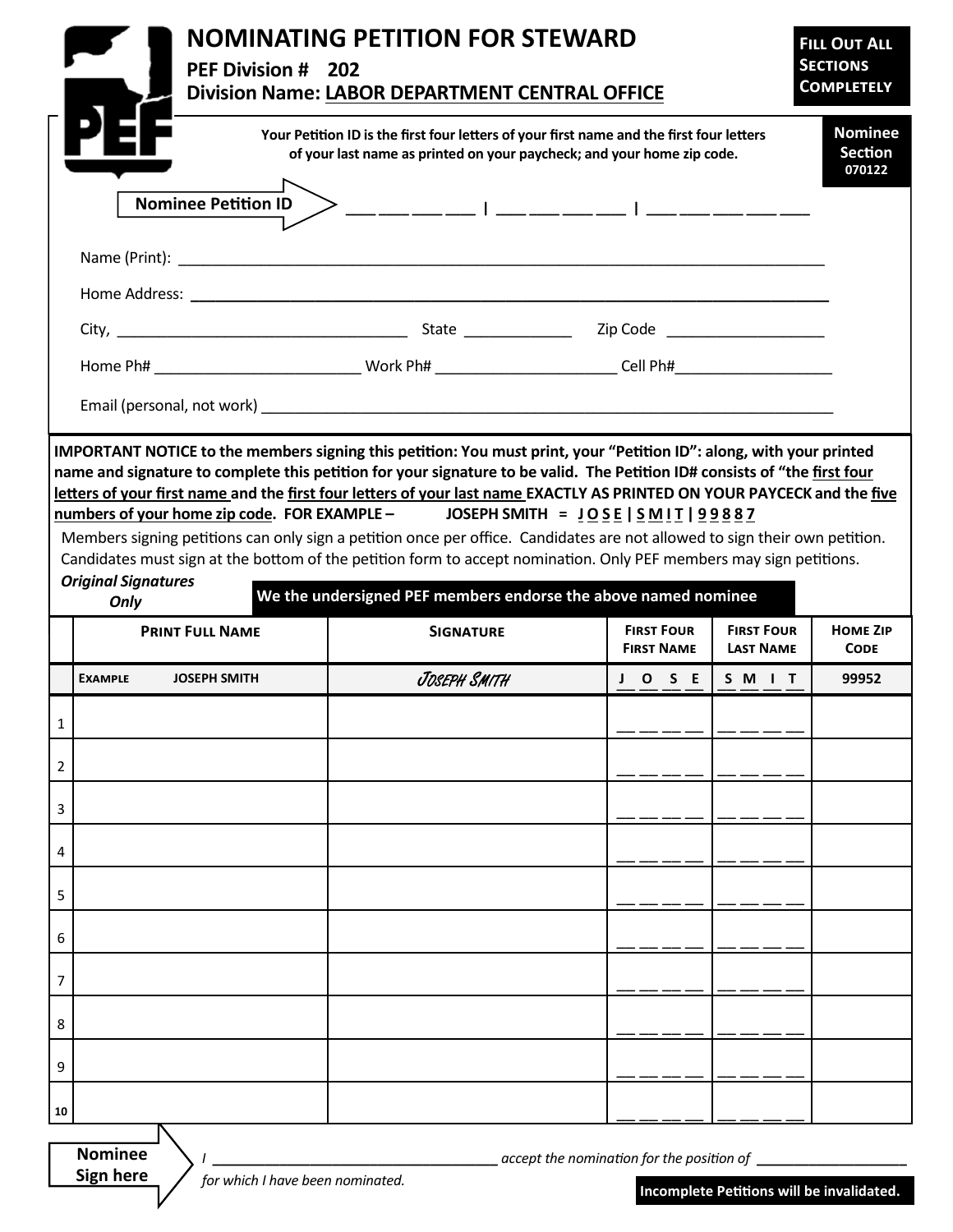# NOMINATING PETITION FOR STEWARD

**PEF Division # 202**
**Division Name: LABOR DEPARTMENT CENTRAL OFFICE**

**FILL OUT ALL SECTIONS COMPLETELY**

**Nominee Section**
**070122**

**Your Petition ID is the first four letters of your first name and the first four letters of your last name as printed on your paycheck; and your home zip code.**

**Nominee Petition ID** ___ ___ ___ ___ | ___ ___ ___ ___ | ___ ___ ___ ___ ___

Name (Print): ______________________________________________

Home Address: ______________________________________________

City, ____________________ State __________ Zip Code ______________

Home Ph# ________________ Work Ph# ________________ Cell Ph#________________

Email (personal, not work) ______________________________________________

**IMPORTANT NOTICE to the members signing this petition: You must print, your "Petition ID": along, with your printed name and signature to complete this petition for your signature to be valid. The Petition ID# consists of "the first four letters of your first name and the first four letters of your last name EXACTLY AS PRINTED ON YOUR PAYCECK and the five numbers of your home zip code. FOR EXAMPLE – JOSEPH SMITH = J O S E | S M I T | 9 9 8 8 7**

Members signing petitions can only sign a petition once per office. Candidates are not allowed to sign their own petition. Candidates must sign at the bottom of the petition form to accept nomination. Only PEF members may sign petitions.

***Original Signatures Only***

**We the undersigned PEF members endorse the above named nominee**

| | PRINT FULL NAME | SIGNATURE | FIRST FOUR FIRST NAME | FIRST FOUR LAST NAME | HOME ZIP CODE |
|---|---|---|---|---|---|
| | EXAMPLE JOSEPH SMITH | *Joseph Smith* | J O S E | S M I T | 99952 |
| 1 | | | __ __ __ __ | __ __ __ __ | |
| 2 | | | __ __ __ __ | __ __ __ __ | |
| 3 | | | __ __ __ __ | __ __ __ __ | |
| 4 | | | __ __ __ __ | __ __ __ __ | |
| 5 | | | __ __ __ __ | __ __ __ __ | |
| 6 | | | __ __ __ __ | __ __ __ __ | |
| 7 | | | __ __ __ __ | __ __ __ __ | |
| 8 | | | __ __ __ __ | __ __ __ __ | |
| 9 | | | __ __ __ __ | __ __ __ __ | |
| 10 | | | __ __ __ __ | __ __ __ __ | |

**Nominee Sign here**

*I ______________________________ accept the nomination for the position of ________________ for which I have been nominated.*

**Incomplete Petitions will be invalidated.**